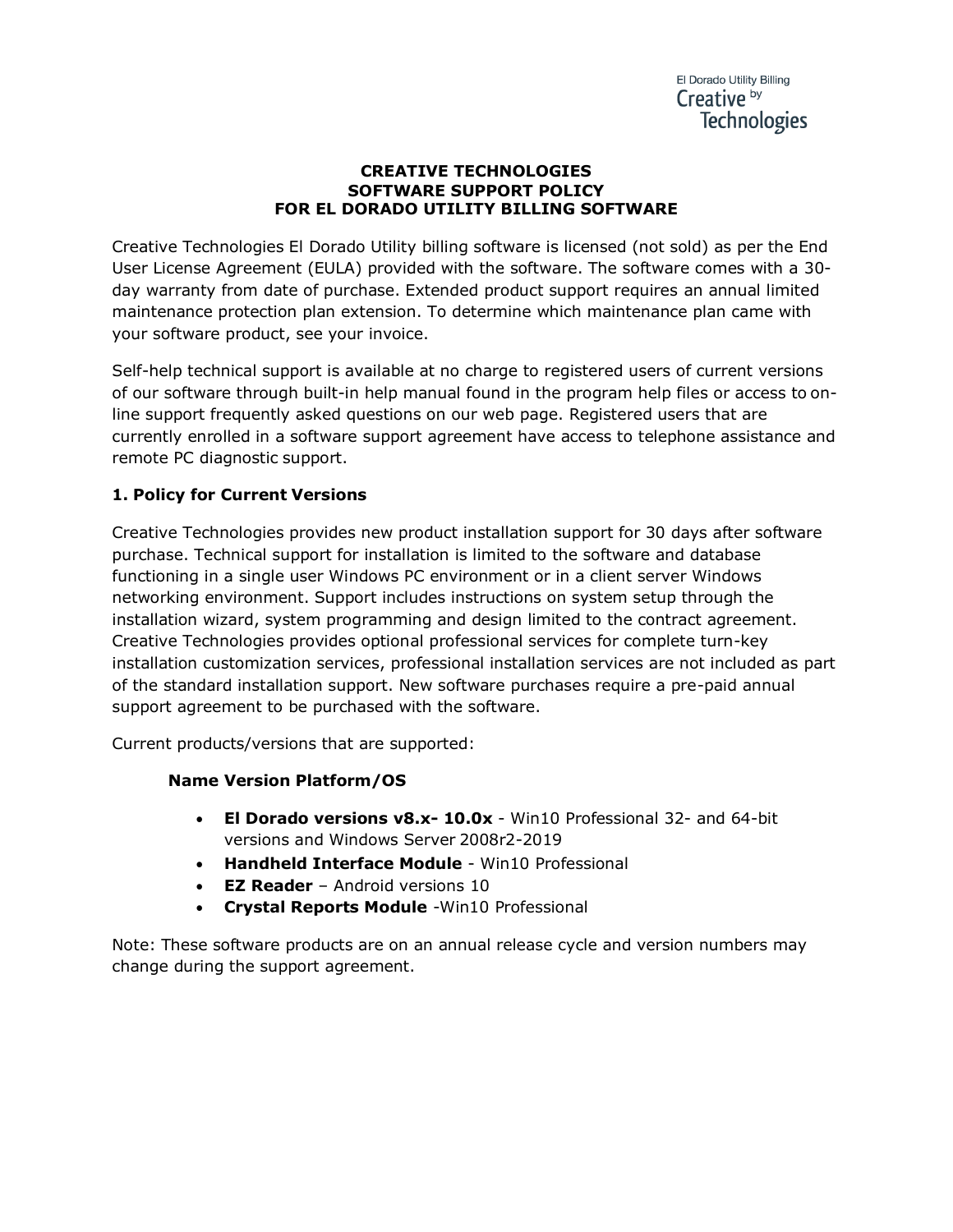El Dorado Utility Billing
Creative by Technologies

# CREATIVE TECHNOLOGIES
# SOFTWARE SUPPORT POLICY
# FOR EL DORADO UTILITY BILLING SOFTWARE

Creative Technologies El Dorado Utility billing software is licensed (not sold) as per the End User License Agreement (EULA) provided with the software. The software comes with a 30-day warranty from date of purchase. Extended product support requires an annual limited maintenance protection plan extension. To determine which maintenance plan came with your software product, see your invoice.

Self-help technical support is available at no charge to registered users of current versions of our software through built-in help manual found in the program help files or access to on-line support frequently asked questions on our web page. Registered users that are currently enrolled in a software support agreement have access to telephone assistance and remote PC diagnostic support.

## 1. Policy for Current Versions

Creative Technologies provides new product installation support for 30 days after software purchase. Technical support for installation is limited to the software and database functioning in a single user Windows PC environment or in a client server Windows networking environment. Support includes instructions on system setup through the installation wizard, system programming and design limited to the contract agreement. Creative Technologies provides optional professional services for complete turn-key installation customization services, professional installation services are not included as part of the standard installation support. New software purchases require a pre-paid annual support agreement to be purchased with the software.

Current products/versions that are supported:

**Name Version Platform/OS**

- **El Dorado versions v8.x- 10.0x** - Win10 Professional 32- and 64-bit versions and Windows Server 2008r2-2019
- **Handheld Interface Module** - Win10 Professional
- **EZ Reader** – Android versions 10
- **Crystal Reports Module** -Win10 Professional

Note: These software products are on an annual release cycle and version numbers may change during the support agreement.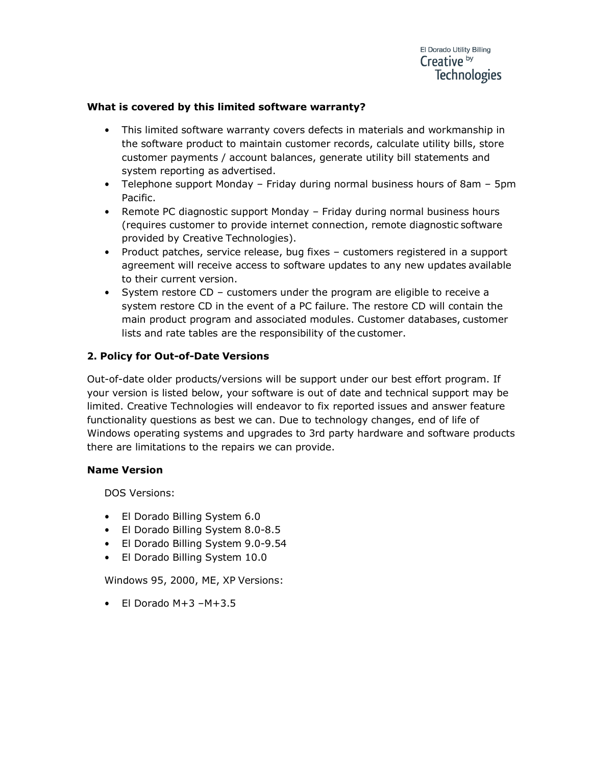**What is covered by this limited software warranty?**

- This limited software warranty covers defects in materials and workmanship in the software product to maintain customer records, calculate utility bills, store customer payments / account balances, generate utility bill statements and system reporting as advertised.
- Telephone support Monday – Friday during normal business hours of 8am – 5pm Pacific.
- Remote PC diagnostic support Monday – Friday during normal business hours (requires customer to provide internet connection, remote diagnostic software provided by Creative Technologies).
- Product patches, service release, bug fixes – customers registered in a support agreement will receive access to software updates to any new updates available to their current version.
- System restore CD – customers under the program are eligible to receive a system restore CD in the event of a PC failure. The restore CD will contain the main product program and associated modules. Customer databases, customer lists and rate tables are the responsibility of the customer.

**2. Policy for Out-of-Date Versions**

Out-of-date older products/versions will be support under our best effort program. If your version is listed below, your software is out of date and technical support may be limited. Creative Technologies will endeavor to fix reported issues and answer feature functionality questions as best we can. Due to technology changes, end of life of Windows operating systems and upgrades to 3rd party hardware and software products there are limitations to the repairs we can provide.

**Name Version**

DOS Versions:

- El Dorado Billing System 6.0
- El Dorado Billing System 8.0-8.5
- El Dorado Billing System 9.0-9.54
- El Dorado Billing System 10.0

Windows 95, 2000, ME, XP Versions:

- El Dorado M+3 –M+3.5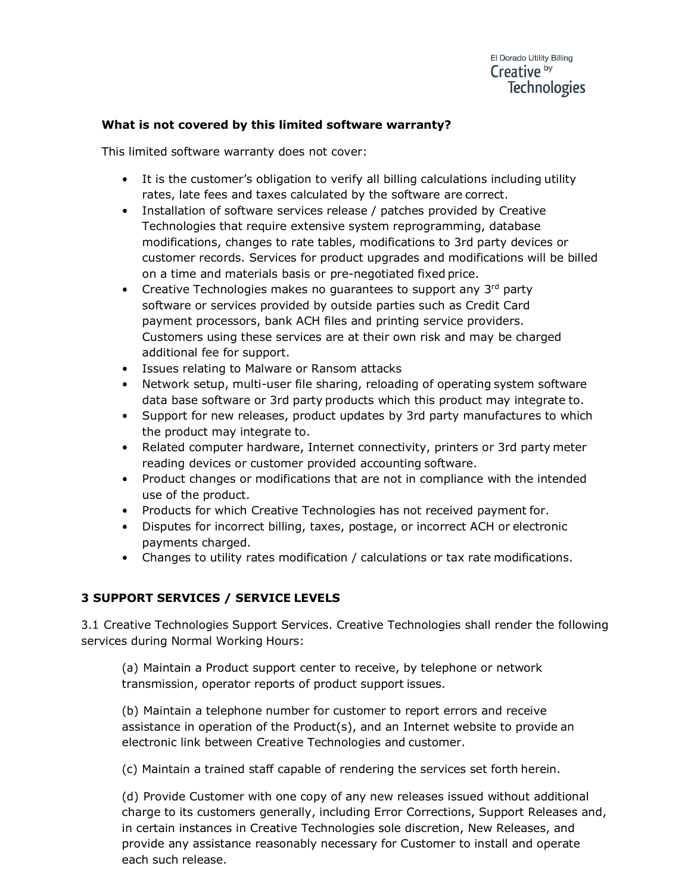**What is not covered by this limited software warranty?**

This limited software warranty does not cover:

- It is the customer's obligation to verify all billing calculations including utility rates, late fees and taxes calculated by the software are correct.
- Installation of software services release / patches provided by Creative Technologies that require extensive system reprogramming, database modifications, changes to rate tables, modifications to 3rd party devices or customer records. Services for product upgrades and modifications will be billed on a time and materials basis or pre-negotiated fixed price.
- Creative Technologies makes no guarantees to support any 3rd party software or services provided by outside parties such as Credit Card payment processors, bank ACH files and printing service providers. Customers using these services are at their own risk and may be charged additional fee for support.
- Issues relating to Malware or Ransom attacks
- Network setup, multi-user file sharing, reloading of operating system software data base software or 3rd party products which this product may integrate to.
- Support for new releases, product updates by 3rd party manufactures to which the product may integrate to.
- Related computer hardware, Internet connectivity, printers or 3rd party meter reading devices or customer provided accounting software.
- Product changes or modifications that are not in compliance with the intended use of the product.
- Products for which Creative Technologies has not received payment for.
- Disputes for incorrect billing, taxes, postage, or incorrect ACH or electronic payments charged.
- Changes to utility rates modification / calculations or tax rate modifications.

## 3 SUPPORT SERVICES / SERVICE LEVELS

3.1 Creative Technologies Support Services. Creative Technologies shall render the following services during Normal Working Hours:

(a) Maintain a Product support center to receive, by telephone or network transmission, operator reports of product support issues.

(b) Maintain a telephone number for customer to report errors and receive assistance in operation of the Product(s), and an Internet website to provide an electronic link between Creative Technologies and customer.

(c) Maintain a trained staff capable of rendering the services set forth herein.

(d) Provide Customer with one copy of any new releases issued without additional charge to its customers generally, including Error Corrections, Support Releases and, in certain instances in Creative Technologies sole discretion, New Releases, and provide any assistance reasonably necessary for Customer to install and operate each such release.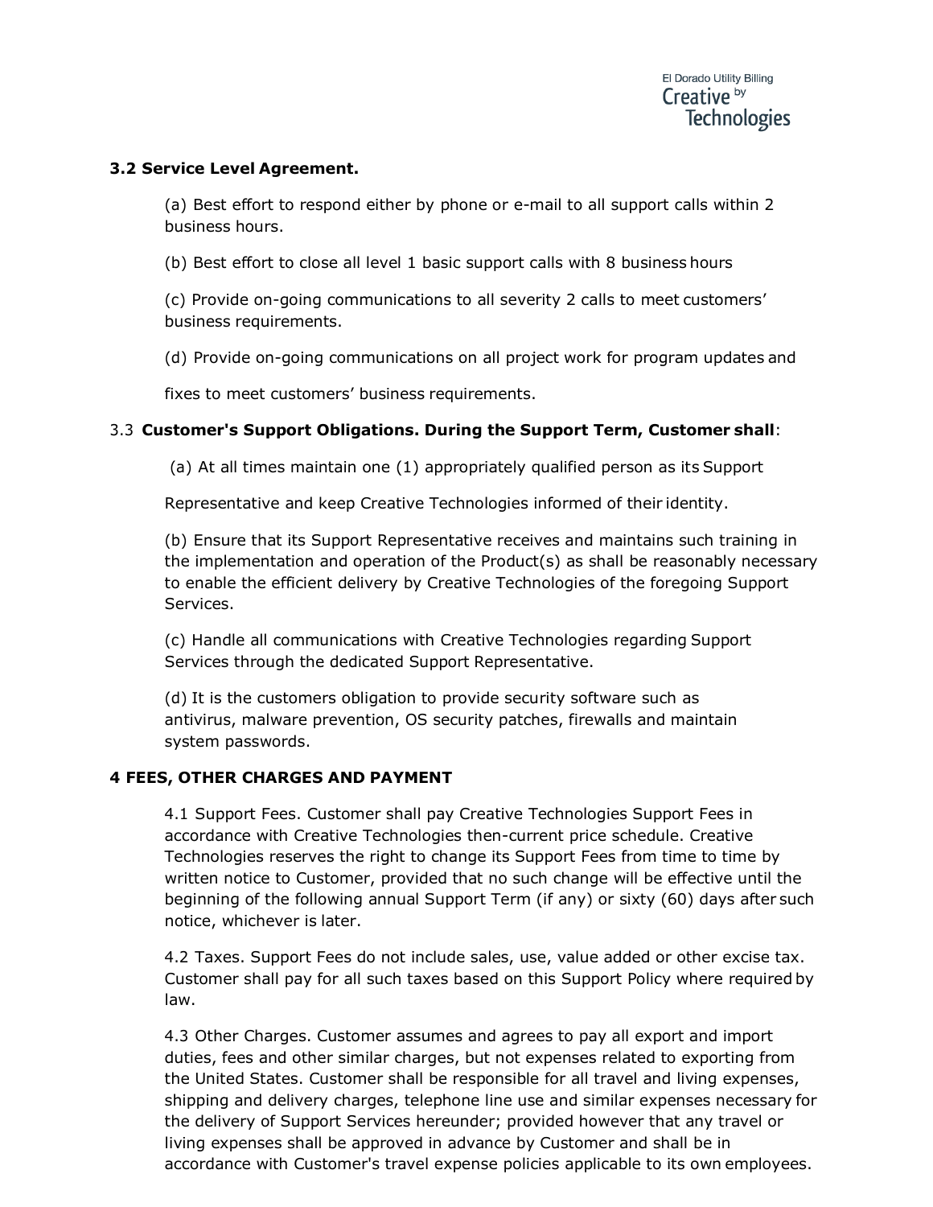### 3.2 Service Level Agreement.

(a) Best effort to respond either by phone or e-mail to all support calls within 2 business hours.

(b) Best effort to close all level 1 basic support calls with 8 business hours

(c) Provide on-going communications to all severity 2 calls to meet customers' business requirements.

(d) Provide on-going communications on all project work for program updates and

fixes to meet customers' business requirements.

3.3 **Customer's Support Obligations. During the Support Term, Customer shall**:

(a) At all times maintain one (1) appropriately qualified person as its Support

Representative and keep Creative Technologies informed of their identity.

(b) Ensure that its Support Representative receives and maintains such training in the implementation and operation of the Product(s) as shall be reasonably necessary to enable the efficient delivery by Creative Technologies of the foregoing Support Services.

(c) Handle all communications with Creative Technologies regarding Support Services through the dedicated Support Representative.

(d) It is the customers obligation to provide security software such as antivirus, malware prevention, OS security patches, firewalls and maintain system passwords.

### 4 FEES, OTHER CHARGES AND PAYMENT

4.1 Support Fees. Customer shall pay Creative Technologies Support Fees in accordance with Creative Technologies then-current price schedule. Creative Technologies reserves the right to change its Support Fees from time to time by written notice to Customer, provided that no such change will be effective until the beginning of the following annual Support Term (if any) or sixty (60) days after such notice, whichever is later.

4.2 Taxes. Support Fees do not include sales, use, value added or other excise tax. Customer shall pay for all such taxes based on this Support Policy where required by law.

4.3 Other Charges. Customer assumes and agrees to pay all export and import duties, fees and other similar charges, but not expenses related to exporting from the United States. Customer shall be responsible for all travel and living expenses, shipping and delivery charges, telephone line use and similar expenses necessary for the delivery of Support Services hereunder; provided however that any travel or living expenses shall be approved in advance by Customer and shall be in accordance with Customer's travel expense policies applicable to its own employees.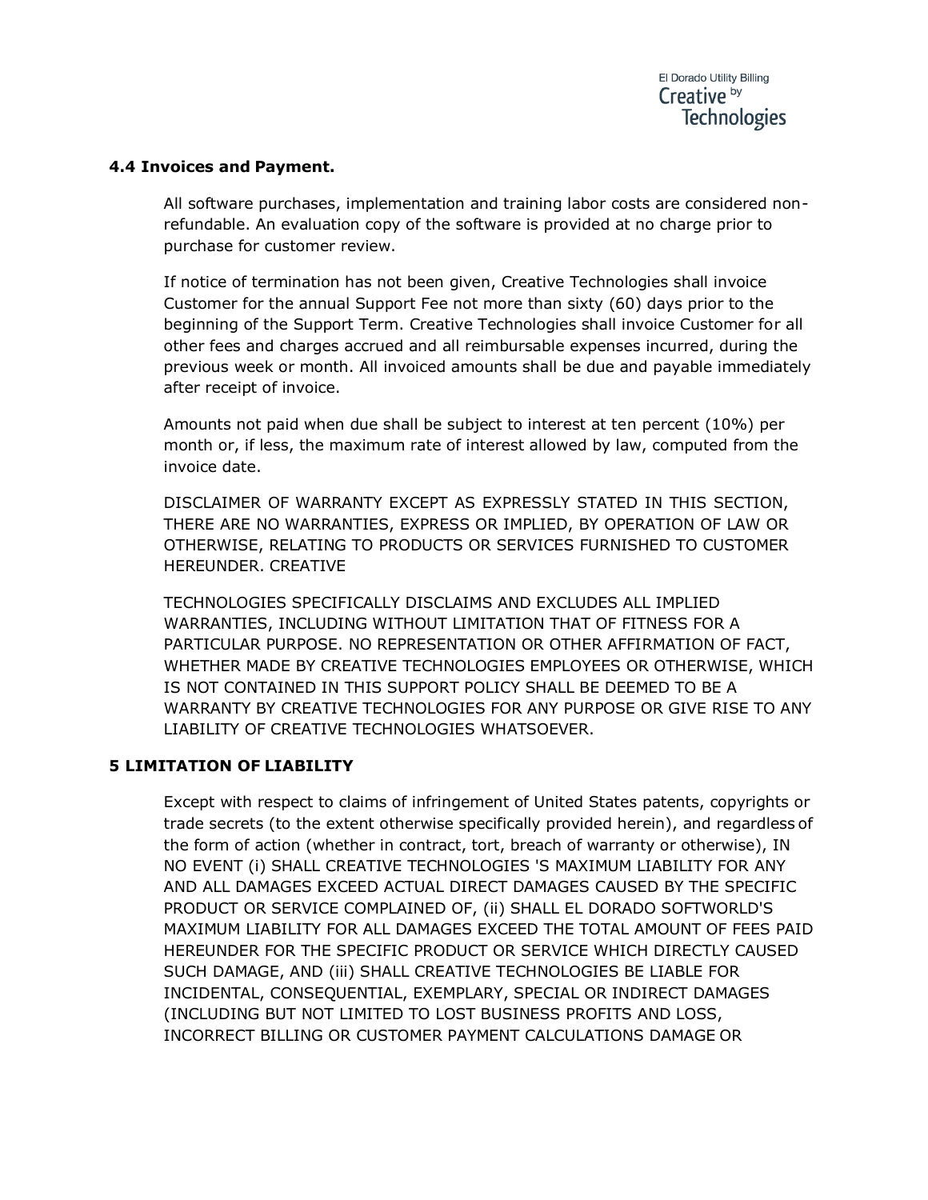### 4.4 Invoices and Payment.

All software purchases, implementation and training labor costs are considered non-refundable. An evaluation copy of the software is provided at no charge prior to purchase for customer review.

If notice of termination has not been given, Creative Technologies shall invoice Customer for the annual Support Fee not more than sixty (60) days prior to the beginning of the Support Term. Creative Technologies shall invoice Customer for all other fees and charges accrued and all reimbursable expenses incurred, during the previous week or month. All invoiced amounts shall be due and payable immediately after receipt of invoice.

Amounts not paid when due shall be subject to interest at ten percent (10%) per month or, if less, the maximum rate of interest allowed by law, computed from the invoice date.

DISCLAIMER OF WARRANTY EXCEPT AS EXPRESSLY STATED IN THIS SECTION, THERE ARE NO WARRANTIES, EXPRESS OR IMPLIED, BY OPERATION OF LAW OR OTHERWISE, RELATING TO PRODUCTS OR SERVICES FURNISHED TO CUSTOMER HEREUNDER. CREATIVE

TECHNOLOGIES SPECIFICALLY DISCLAIMS AND EXCLUDES ALL IMPLIED WARRANTIES, INCLUDING WITHOUT LIMITATION THAT OF FITNESS FOR A PARTICULAR PURPOSE. NO REPRESENTATION OR OTHER AFFIRMATION OF FACT, WHETHER MADE BY CREATIVE TECHNOLOGIES EMPLOYEES OR OTHERWISE, WHICH IS NOT CONTAINED IN THIS SUPPORT POLICY SHALL BE DEEMED TO BE A WARRANTY BY CREATIVE TECHNOLOGIES FOR ANY PURPOSE OR GIVE RISE TO ANY LIABILITY OF CREATIVE TECHNOLOGIES WHATSOEVER.

## 5 LIMITATION OF LIABILITY

Except with respect to claims of infringement of United States patents, copyrights or trade secrets (to the extent otherwise specifically provided herein), and regardless of the form of action (whether in contract, tort, breach of warranty or otherwise), IN NO EVENT (i) SHALL CREATIVE TECHNOLOGIES 'S MAXIMUM LIABILITY FOR ANY AND ALL DAMAGES EXCEED ACTUAL DIRECT DAMAGES CAUSED BY THE SPECIFIC PRODUCT OR SERVICE COMPLAINED OF, (ii) SHALL EL DORADO SOFTWORLD'S MAXIMUM LIABILITY FOR ALL DAMAGES EXCEED THE TOTAL AMOUNT OF FEES PAID HEREUNDER FOR THE SPECIFIC PRODUCT OR SERVICE WHICH DIRECTLY CAUSED SUCH DAMAGE, AND (iii) SHALL CREATIVE TECHNOLOGIES BE LIABLE FOR INCIDENTAL, CONSEQUENTIAL, EXEMPLARY, SPECIAL OR INDIRECT DAMAGES (INCLUDING BUT NOT LIMITED TO LOST BUSINESS PROFITS AND LOSS, INCORRECT BILLING OR CUSTOMER PAYMENT CALCULATIONS DAMAGE OR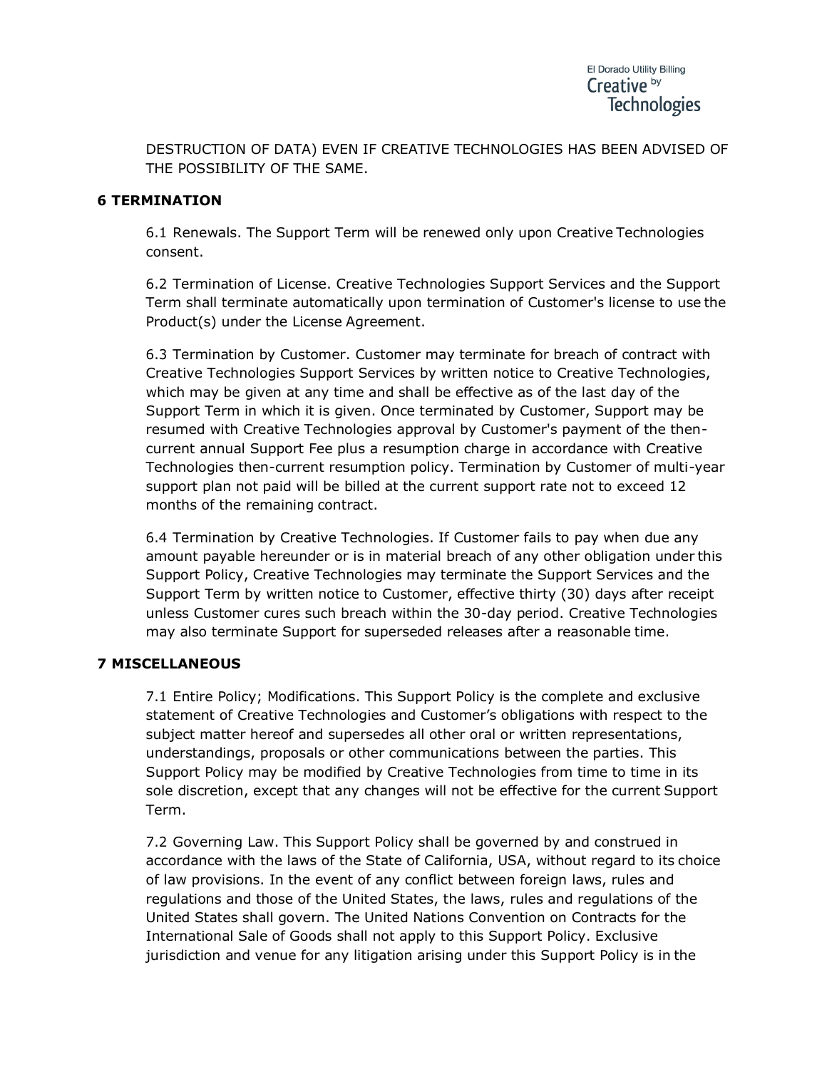DESTRUCTION OF DATA) EVEN IF CREATIVE TECHNOLOGIES HAS BEEN ADVISED OF THE POSSIBILITY OF THE SAME.

## 6 TERMINATION

6.1 Renewals. The Support Term will be renewed only upon Creative Technologies consent.

6.2 Termination of License. Creative Technologies Support Services and the Support Term shall terminate automatically upon termination of Customer's license to use the Product(s) under the License Agreement.

6.3 Termination by Customer. Customer may terminate for breach of contract with Creative Technologies Support Services by written notice to Creative Technologies, which may be given at any time and shall be effective as of the last day of the Support Term in which it is given. Once terminated by Customer, Support may be resumed with Creative Technologies approval by Customer's payment of the then-current annual Support Fee plus a resumption charge in accordance with Creative Technologies then-current resumption policy. Termination by Customer of multi-year support plan not paid will be billed at the current support rate not to exceed 12 months of the remaining contract.

6.4 Termination by Creative Technologies. If Customer fails to pay when due any amount payable hereunder or is in material breach of any other obligation under this Support Policy, Creative Technologies may terminate the Support Services and the Support Term by written notice to Customer, effective thirty (30) days after receipt unless Customer cures such breach within the 30-day period. Creative Technologies may also terminate Support for superseded releases after a reasonable time.

## 7 MISCELLANEOUS

7.1 Entire Policy; Modifications. This Support Policy is the complete and exclusive statement of Creative Technologies and Customer's obligations with respect to the subject matter hereof and supersedes all other oral or written representations, understandings, proposals or other communications between the parties. This Support Policy may be modified by Creative Technologies from time to time in its sole discretion, except that any changes will not be effective for the current Support Term.

7.2 Governing Law. This Support Policy shall be governed by and construed in accordance with the laws of the State of California, USA, without regard to its choice of law provisions. In the event of any conflict between foreign laws, rules and regulations and those of the United States, the laws, rules and regulations of the United States shall govern. The United Nations Convention on Contracts for the International Sale of Goods shall not apply to this Support Policy. Exclusive jurisdiction and venue for any litigation arising under this Support Policy is in the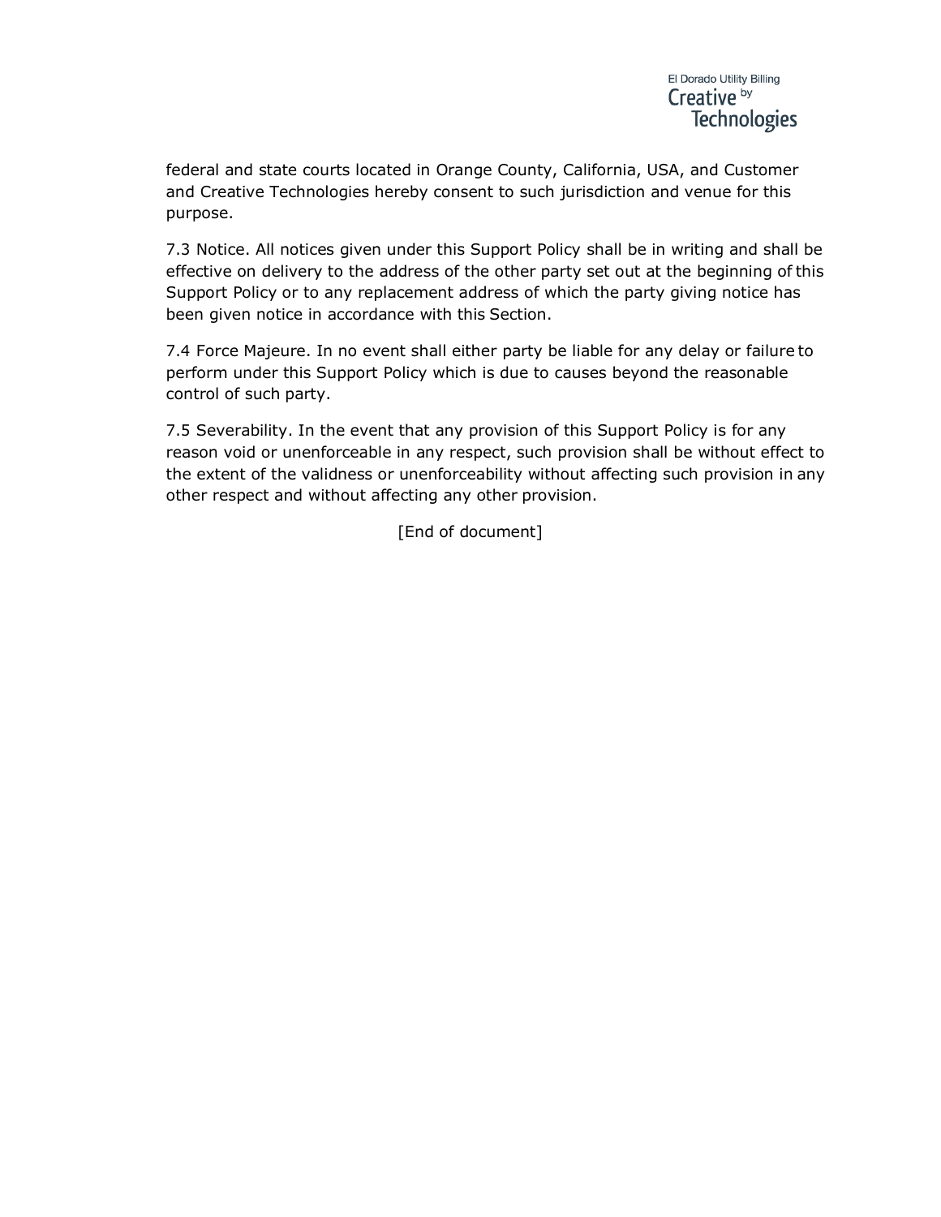federal and state courts located in Orange County, California, USA, and Customer and Creative Technologies hereby consent to such jurisdiction and venue for this purpose.

7.3 Notice. All notices given under this Support Policy shall be in writing and shall be effective on delivery to the address of the other party set out at the beginning of this Support Policy or to any replacement address of which the party giving notice has been given notice in accordance with this Section.

7.4 Force Majeure. In no event shall either party be liable for any delay or failure to perform under this Support Policy which is due to causes beyond the reasonable control of such party.

7.5 Severability. In the event that any provision of this Support Policy is for any reason void or unenforceable in any respect, such provision shall be without effect to the extent of the validness or unenforceability without affecting such provision in any other respect and without affecting any other provision.

[End of document]